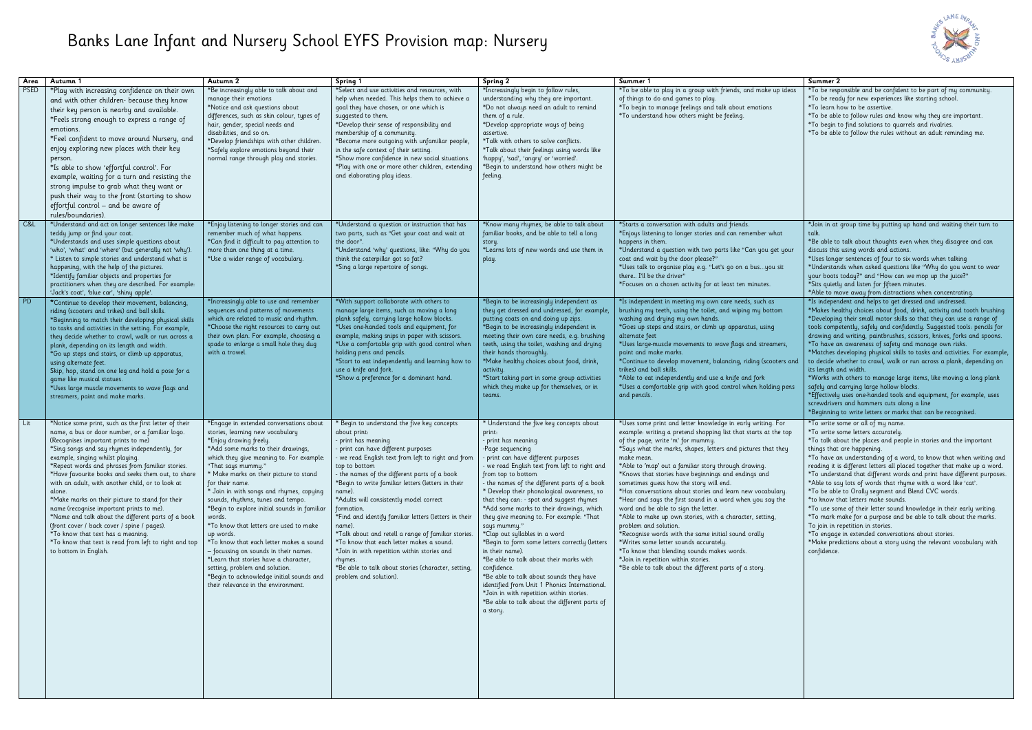# Banks Lane Infant and Nursery School EYFS Provision map: Nursery

| Area | Autumn 1 | Autumn 2 | Spring 1 | Spring 2 | Summer 1 | Summer 2 |
|---|---|---|---|---|---|---|
| PSED | *Play with increasing confidence on their own and with other children- because they know their key person is nearby and available.<br>*Feels strong enough to express a range of emotions.<br>*Feel confident to move around Nursery, and enjoy exploring new places with their key person.<br>*Is able to show 'effortful control'. For example, waiting for a turn and resisting the strong impulse to grab what they want or push their way to the front (starting to show effortful control – and be aware of rules/boundaries). | *Be increasingly able to talk about and manage their emotions<br>*Notice and ask questions about differences, such as skin colour, types of hair, gender, special needs and disabilities, and so on.<br>*Develop friendships with other children.<br>*Safely explore emotions beyond their normal range through play and stories. | *Select and use activities and resources, with help when needed. This helps them to achieve a goal they have chosen, or one which is suggested to them.<br>*Develop their sense of responsibility and membership of a community.<br>*Become more outgoing with unfamiliar people, in the safe context of their setting.<br>*Show more confidence in new social situations.<br>*Play with one or more other children, extending and elaborating play ideas. | *Increasingly begin to follow rules, understanding why they are important.<br>*Do not always need an adult to remind them of a rule.<br>*Develop appropriate ways of being assertive.<br>*Talk with others to solve conflicts.<br>*Talk about their feelings using words like 'happy', 'sad', 'angry' or 'worried'.<br>*Begin to understand how others might be feeling. | *To be able to play in a group with friends, and make up ideas of things to do and games to play.<br>*To begin to manage feelings and talk about emotions<br>*To understand how others might be feeling. | *To be responsible and be confident to be part of my community.<br>*To be ready for new experiences like starting school.<br>*To learn how to be assertive.<br>*To be able to follow rules and know why they are important.<br>*To begin to find solutions to quarrels and rivalries.<br>*To be able to follow the rules without an adult reminding me. |
| C&L | *Understand and act on longer sentences like make teddy jump or find your coat.<br>*Understands and uses simple questions about 'who', 'what' and 'where' (but generally not 'why').<br>* Listen to simple stories and understand what is happening, with the help of the pictures.<br>*Identify familiar objects and properties for practitioners when they are described. For example: 'Jack's coat', 'blue car', 'shiny apple'. | *Enjoy listening to longer stories and can remember much of what happens.<br>*Can find it difficult to pay attention to more than one thing at a time.<br>*Use a wider range of vocabulary. | *Understand a question or instruction that has two parts, such as "Get your coat and wait at the door".<br>*Understand 'why' questions, like: "Why do you think the caterpillar got so fat?<br>*Sing a large repertoire of songs. | *Know many rhymes, be able to talk about familiar books, and be able to tell a long story.<br>*Learns lots of new words and use them in play. | *Starts a conversation with adults and friends.<br>*Enjoys listening to longer stories and can remember what happens in them.<br>*Understand a question with two parts like "Can you get your coat and wait by the door please?"<br>*Uses talk to organise play e.g. "Let's go on a bus…you sit there.. I'll be the driver"<br>*Focuses on a chosen activity for at least ten minutes. | *Join in at group time by putting up hand and waiting their turn to talk.<br>*Be able to talk about thoughts even when they disagree and can discuss this using words and actions.<br>*Uses longer sentences of four to six words when talking<br>*Understands when asked questions like "Why do you want to wear your boots today?" and "How can we mop up the juice?"<br>*Sits quietly and listen for fifteen minutes.<br>*Able to move away from distractions when concentrating. |
| PD | *Continue to develop their movement, balancing, riding (scooters and trikes) and ball skills.<br>*Beginning to match their developing physical skills to tasks and activities in the setting. For example, they decide whether to crawl, walk or run across a plank, depending on its length and width.<br>*Go up steps and stairs, or climb up apparatus, using alternate feet.<br>Skip, hop, stand on one leg and hold a pose for a game like musical statues.<br>*Uses large muscle movements to wave flags and streamers, paint and make marks. | *Increasingly able to use and remember sequences and patterns of movements which are related to music and rhythm.<br>*Choose the right resources to carry out their own plan. For example, choosing a spade to enlarge a small hole they dug with a trowel. | *With support collaborate with others to manage large items, such as moving a long plank safely, carrying large hollow blocks.<br>*Uses one-handed tools and equipment, for example, making snips in paper with scissors.<br>*Use a comfortable grip with good control when holding pens and pencils.<br>*Start to eat independently and learning how to use a knife and fork.<br>*Show a preference for a dominant hand. | *Begin to be increasingly independent as they get dressed and undressed, for example, putting coats on and doing up zips.<br>*Begin to be increasingly independent in meeting their own care needs, e.g. brushing teeth, using the toilet, washing and drying their hands thoroughly.<br>*Make healthy choices about food, drink, activity.<br>*Start taking part in some group activities which they make up for themselves, or in teams. | *Is independent in meeting my own care needs, such as brushing my teeth, using the toilet, and wiping my bottom washing and drying my own hands.<br>*Goes up steps and stairs, or climb up apparatus, using alternate feet<br>*Uses large-muscle movements to wave flags and streamers, paint and make marks.<br>*Continue to develop movement, balancing, riding (scooters and trikes) and ball skills.<br>*Able to eat independently and use a knife and fork<br>*Uses a comfortable grip with good control when holding pens and pencils. | *Is independent and helps to get dressed and undressed.<br>*Makes healthy choices about food, drink, activity and tooth brushing<br>*Developing their small motor skills so that they can use a range of tools competently, safely and confidently. Suggested tools: pencils for drawing and writing, paintbrushes, scissors, knives, forks and spoons.<br>*To have an awareness of safety and manage own risks.<br>*Matches developing physical skills to tasks and activities. For example, to decide whether to crawl, walk or run across a plank, depending on its length and width.<br>*Works with others to manage large items, like moving a long plank safely and carrying large hollow blocks.<br>*Effectively uses one-handed tools and equipment, for example, uses screwdrivers and hammers cuts along a line<br>*Beginning to write letters or marks that can be recognised. |
| Lit | *Notice some print, such as the first letter of their name, a bus or door number, or a familiar logo. (Recognises important prints to me)<br>*Sing songs and say rhymes independently, for example, singing whilst playing.<br>*Repeat words and phrases from familiar stories.<br>*Have favourite books and seeks them out, to share with an adult, with another child, or to look at alone.<br>*Make marks on their picture to stand for their name (recognise important prints to me).<br>*Name and talk about the different parts of a book (front cover / back cover / spine / pages).<br>*To know that text has a meaning.<br>*To know that text is read from left to right and top to bottom in English. | *Engage in extended conversations about stories, learning new vocabulary<br>*Enjoy drawing freely.<br>*Add some marks to their drawings, which they give meaning to. For example: "That says mummy."<br>* Make marks on their picture to stand for their name.<br>* Join in with songs and rhymes, copying sounds, rhythms, tunes and tempo.<br>*Begin to explore initial sounds in familiar words.<br>*To know that letters are used to make up words.<br>*To know that each letter makes a sound – focussing on sounds in their names.<br>*Learn that stories have a character, setting, problem and solution.<br>*Begin to acknowledge initial sounds and their relevance in the environment. | * Begin to understand the five key concepts about print:<br>- print has meaning<br>- print can have different purposes<br>- we read English text from left to right and from top to bottom<br>- the names of the different parts of a book<br>*Begin to write familiar letters (letters in their name).<br>*Adults will consistently model correct formation.<br>*Find and identify familiar letters (letters in their name).<br>*Talk about and retell a range of familiar stories.<br>*To know that each letter makes a sound.<br>*Join in with repetition within stories and rhymes.<br>*Be able to talk about stories (character, setting, problem and solution). | * Understand the five key concepts about print:<br>- print has meaning<br>-Page sequencing<br>- print can have different purposes<br>- we read English text from left to right and from top to bottom<br>- the names of the different parts of a book<br>* Develop their phonological awareness, so that they can: - spot and suggest rhymes<br>*Add some marks to their drawings, which they give meaning to. For example: "That says mummy."<br>*Clap out syllables in a word<br>*Begin to form some letters correctly (letters in their name).<br>*Be able to talk about their marks with confidence.<br>*Be able to talk about sounds they have identified from Unit 1 Phonics International.<br>*Join in with repetition within stories.<br>*Be able to talk about the different parts of a story. | *Uses some print and letter knowledge in early writing. For example: writing a pretend shopping list that starts at the top of the page; write 'm' for mummy.<br>*Says what the marks, shapes, letters and pictures that they make mean.<br>*Able to 'map' out a familiar story through drawing.<br>*Knows that stories have beginnings and endings and sometimes guess how the story will end.<br>*Has conversations about stories and learn new vocabulary.<br>*Hear and says the first sound in a word when you say the word and be able to sign the letter.<br>*Able to make up own stories, with a character, setting, problem and solution.<br>*Recognise words with the same initial sound orally<br>*Writes some letter sounds accurately.<br>*To know that blending sounds makes words.<br>*Join in repetition within stories.<br>*Be able to talk about the different parts of a story. | *To write some or all of my name.<br>*To write some letters accurately.<br>*To talk about the places and people in stories and the important things that are happening.<br>*To have an understanding of a word, to know that when writing and reading it is different letters all placed together that make up a word.<br>*To understand that different words and print have different purposes.<br>*Able to say lots of words that rhyme with a word like 'cat'.<br>*To be able to Orally segment and Blend CVC words.<br>*to know that letters make sounds.<br>*To use some of their letter sound knowledge in their early writing.<br>*To mark make for a purpose and be able to talk about the marks.<br>To join in repetition in stories.<br>*To engage in extended conversations about stories.<br>*Make predictions about a story using the relevant vocabulary with confidence. |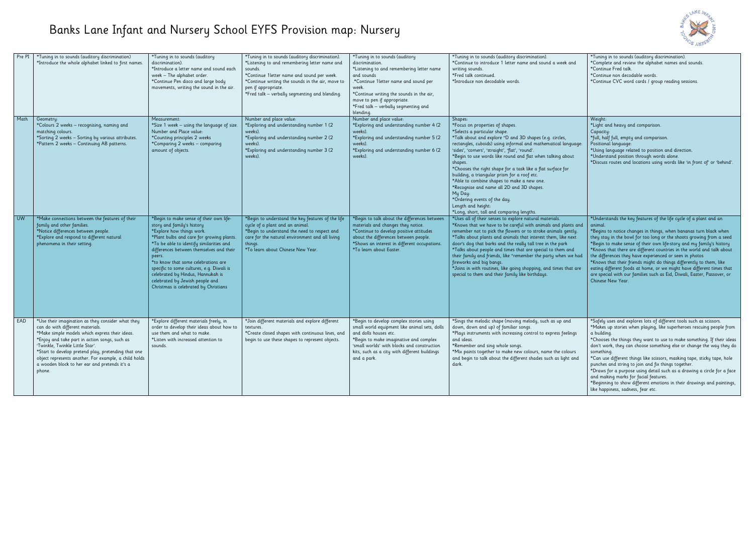# Banks Lane Infant and Nursery School EYFS Provision map: Nursery

| | | | | | | |
|---|---|---|---|---|---|---|
| Pre PI | *Tuning in to sounds (auditory discrimination)<br>*Introduce the whole alphabet linked to first names. | *Tuning in to sounds (auditory discrimination).<br>*Introduce a letter name and sound each week – The alphabet order.<br>*Continue Pen disco and large body movements, writing the sound in the air. | *Tuning in to sounds (auditory discrimination).<br>*Listening to and remembering letter name and sounds.<br>*Continue 1letter name and sound per week.<br>*Continue writing the sounds in the air, move to pen if appropriate.<br>*Fred talk – verbally segmenting and blending. | *Tuning in to sounds (auditory discrimination.<br>*Listening to and remembering letter name and sounds<br>.*Continue 1letter name and sound per week.<br>*Continue writing the sounds in the air, move to pen if appropriate.<br>*Fred talk – verbally segmenting and blending. | *Tuning in to sounds (auditory discrimination).<br>*Continue to introduce 1 letter name and sound a week and writing sounds.<br>*Fred talk continued.<br>*Introduce non decodable words. | *Tuning in to sounds (auditory discrimination).<br>*Complete and review the alphabet names and sounds.<br>*Continue Fred talk.<br>*Continue non decodable words.<br>*Continue CVC word cards / group reading sessions. |
| Math | Geometry:<br>*Colours 2 weeks – recognising, naming and matching colours.<br>*Sorting 2 weeks – Sorting by various attributes.<br>*Pattern 2 weeks – Continuing AB patterns. | Measurement:<br>*Size 1 week – using the language of size.<br>Number and Place value:<br>*Counting principles 2 weeks<br>*Comparing 2 weeks – comparing amount of objects. | Number and place value:<br>*Exploring and understanding number 1 (2 weeks).<br>*Exploring and understanding number 2 (2 weeks).<br>*Exploring and understanding number 3 (2 weeks). | Number and place value:<br>*Exploring and understanding number 4 (2 weeks).<br>*Exploring and understanding number 5 (2 weeks).<br>*Exploring and understanding number 6 (2 weeks). | Shapes:<br>*Focus on properties of shapes.<br>*Selects a particular shape.<br>*Talk about and explore "D and 3D shapes (e.g. circles, rectangles, cuboids) using informal and mathematical language: 'sides', 'corners', 'straight', 'flat', 'round'.<br>*Begin to use words like round and flat when talking about shapes.<br>*Chooses the right shape for a task like a flat surface for building, a triangular prism for a roof etc.<br>*Able to combine shapes to make a new one.<br>*Recognise and name all 2D and 3D shapes.<br>My Day:<br>*Ordering events of the day.<br>Length and height:<br>*Long, short, tall and comparing lengths. | Weight:<br>*Light and heavy and comparison.<br>Capacity:<br>*full, half full, empty and comparison.<br>Positional language:<br>*Using language related to position and direction.<br>*Understand position through words alone.<br>*Discuss routes and locations using words like 'in front of' or 'behind'. |
| UW | *Make connections between the features of their family and other families.<br>*Notice differences between people.<br>*Explore and respond to different natural phenomena in their setting. | *Begin to make sense of their own life-story and family's history<br>*Explore how things work.<br>*Plant bulbs and care for growing plants.<br>*To be able to identify similarities and differences between themselves and their peers.<br>*to know that some celebrations are specific to some cultures, e.g. Diwali is celebrated by Hindus, Hannukah is celebrated by Jewish people and Christmas is celebrated by Christians | *Begin to understand the key features of the life cycle of a plant and an animal.<br>*Begin to understand the need to respect and care for the natural environment and all living things.<br>*To learn about Chinese New Year. | *Begin to talk about the differences between materials and changes they notice.<br>*Continue to develop positive attitudes about the differences between people.<br>*Shows an interest in different occupations.<br>*To learn about Easter. | *Uses all of their senses to explore natural materials.<br>*Knows that we have to be careful with animals and plants and remember not to pick the flowers or to stroke animals gently.<br>*Talks about plants and animals that interest them, like next door's dog that barks and the really tall tree in the park<br>*Talks about people and times that are special to them and their family and friends, like "remember the party when we had fireworks and big bangs.<br>*Joins in with routines, like going shopping, and times that are special to them and their family like birthdays. | *Understands the key features of the life cycle of a plant and an animal.<br>*Begins to notice changes in things, when bananas turn black when they stay in the bowl for too long or the shoots growing from a seed<br>*Begin to make sense of their own life-story and my family's history<br>*Knows that there are different countries in the world and talk about the differences they have experienced or seen in photos<br>*Knows that their friends might do things differently to them, like eating different foods at home, or we might have different times that are special with our families such as Eid, Diwali, Easter, Passover, or Chinese New Year. |
| EAD | *Use their imagination as they consider what they can do with different materials.<br>*Make simple models which express their ideas.<br>*Enjoy and take part in action songs, such as 'Twinkle, Twinkle Little Star'.<br>*Start to develop pretend play, pretending that one object represents another. For example, a child holds a wooden block to her ear and pretends it's a phone. | *Explore different materials freely, in order to develop their ideas about how to use them and what to make.<br>*Listen with increased attention to sounds. | *Join different materials and explore different textures.<br>*Create closed shapes with continuous lines, and begin to use these shapes to represent objects. | *Begin to develop complex stories using small world equipment like animal sets, dolls and dolls houses etc.<br>*Begin to make imaginative and complex 'small worlds' with blocks and construction kits, such as a city with different buildings and a park. | *Sings the melodic shape (moving melody, such as up and down, down and up) of familiar songs.<br>*Plays instruments with increasing control to express feelings and ideas.<br>*Remember and sing whole songs.<br>*Mix paints together to make new colours, name the colours and begin to talk about the different shades such as light and dark. | *Safely uses and explores lots of different tools such as scissors.<br>*Makes up stories when playing, like superheroes rescuing people from a building.<br>*Chooses the things they want to use to make something. If their ideas don't work, they can choose something else or change the way they do something.<br>*Can use different things like scissors, masking tape, sticky tape, hole punches and string to join and fix things together.<br>*Draws for a purpose using detail such as a drawing a circle for a face and making marks for facial features.<br>*Beginning to show different emotions in their drawings and paintings, like happiness, sadness, fear etc. |